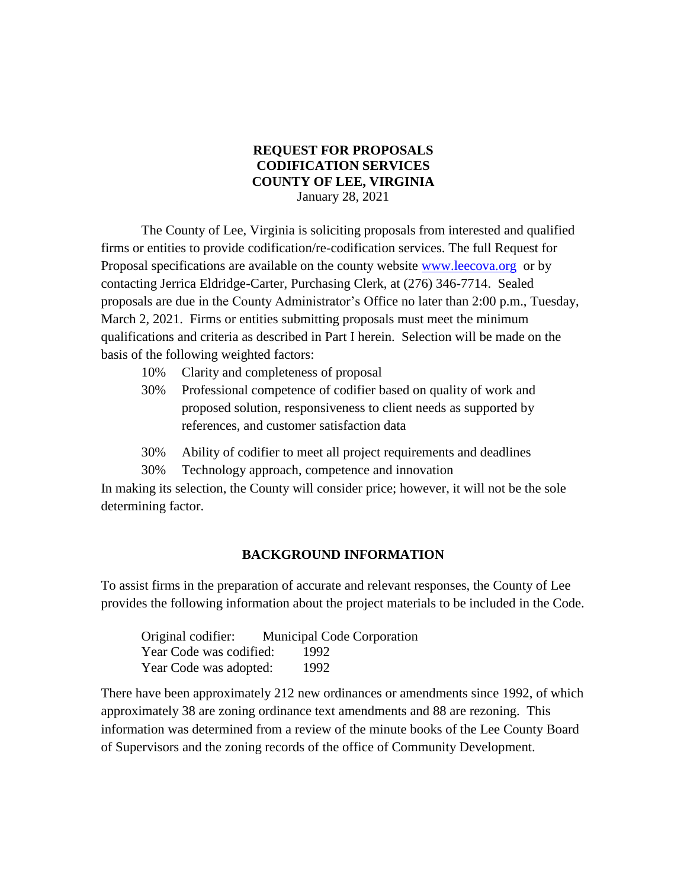# REQUEST FOR PROPOSALS
# CODIFICATION SERVICES
# COUNTY OF LEE, VIRGINIA

January 28, 2021

The County of Lee, Virginia is soliciting proposals from interested and qualified firms or entities to provide codification/re-codification services. The full Request for Proposal specifications are available on the county website www.leecova.org or by contacting Jerrica Eldridge-Carter, Purchasing Clerk, at (276) 346-7714. Sealed proposals are due in the County Administrator's Office no later than 2:00 p.m., Tuesday, March 2, 2021. Firms or entities submitting proposals must meet the minimum qualifications and criteria as described in Part I herein. Selection will be made on the basis of the following weighted factors:

- 10% Clarity and completeness of proposal
- 30% Professional competence of codifier based on quality of work and proposed solution, responsiveness to client needs as supported by references, and customer satisfaction data
- 30% Ability of codifier to meet all project requirements and deadlines
- 30% Technology approach, competence and innovation

In making its selection, the County will consider price; however, it will not be the sole determining factor.

## BACKGROUND INFORMATION

To assist firms in the preparation of accurate and relevant responses, the County of Lee provides the following information about the project materials to be included in the Code.

Original codifier: Municipal Code Corporation
Year Code was codified: 1992
Year Code was adopted: 1992

There have been approximately 212 new ordinances or amendments since 1992, of which approximately 38 are zoning ordinance text amendments and 88 are rezoning. This information was determined from a review of the minute books of the Lee County Board of Supervisors and the zoning records of the office of Community Development.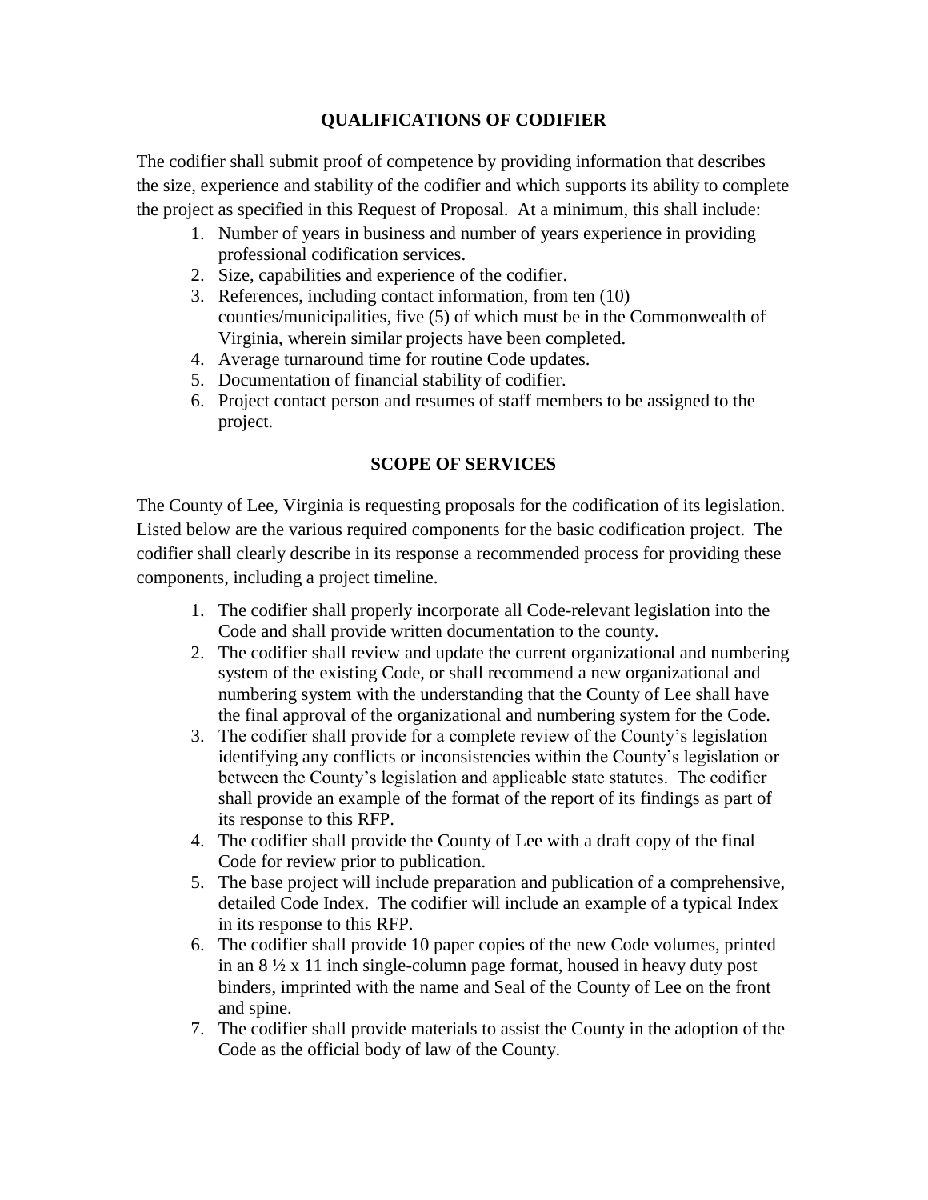## QUALIFICATIONS OF CODIFIER

The codifier shall submit proof of competence by providing information that describes the size, experience and stability of the codifier and which supports its ability to complete the project as specified in this Request of Proposal. At a minimum, this shall include:

1. Number of years in business and number of years experience in providing professional codification services.
2. Size, capabilities and experience of the codifier.
3. References, including contact information, from ten (10) counties/municipalities, five (5) of which must be in the Commonwealth of Virginia, wherein similar projects have been completed.
4. Average turnaround time for routine Code updates.
5. Documentation of financial stability of codifier.
6. Project contact person and resumes of staff members to be assigned to the project.

## SCOPE OF SERVICES

The County of Lee, Virginia is requesting proposals for the codification of its legislation. Listed below are the various required components for the basic codification project. The codifier shall clearly describe in its response a recommended process for providing these components, including a project timeline.

1. The codifier shall properly incorporate all Code-relevant legislation into the Code and shall provide written documentation to the county.
2. The codifier shall review and update the current organizational and numbering system of the existing Code, or shall recommend a new organizational and numbering system with the understanding that the County of Lee shall have the final approval of the organizational and numbering system for the Code.
3. The codifier shall provide for a complete review of the County's legislation identifying any conflicts or inconsistencies within the County's legislation or between the County's legislation and applicable state statutes. The codifier shall provide an example of the format of the report of its findings as part of its response to this RFP.
4. The codifier shall provide the County of Lee with a draft copy of the final Code for review prior to publication.
5. The base project will include preparation and publication of a comprehensive, detailed Code Index. The codifier will include an example of a typical Index in its response to this RFP.
6. The codifier shall provide 10 paper copies of the new Code volumes, printed in an 8 ½ x 11 inch single-column page format, housed in heavy duty post binders, imprinted with the name and Seal of the County of Lee on the front and spine.
7. The codifier shall provide materials to assist the County in the adoption of the Code as the official body of law of the County.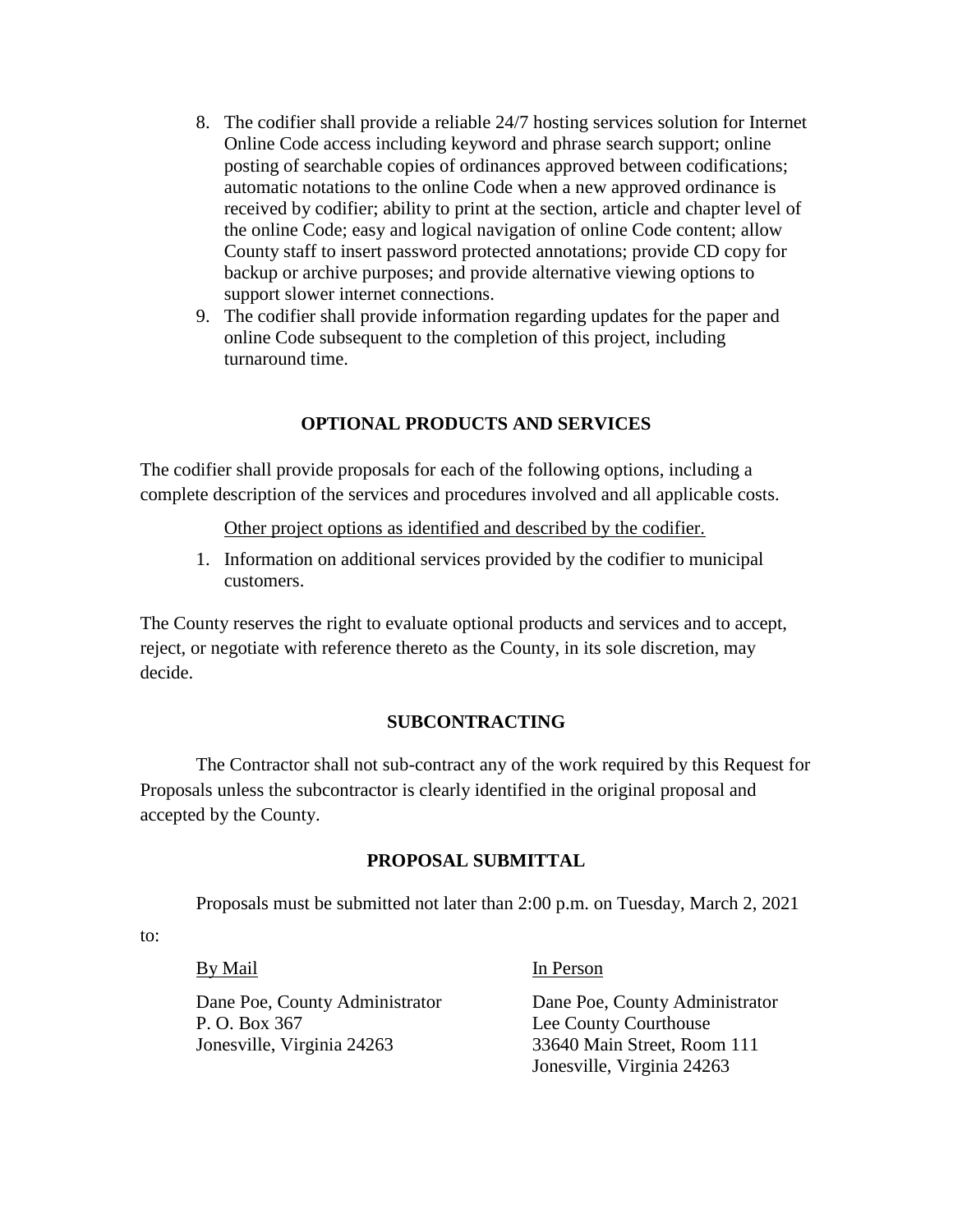8. The codifier shall provide a reliable 24/7 hosting services solution for Internet Online Code access including keyword and phrase search support; online posting of searchable copies of ordinances approved between codifications; automatic notations to the online Code when a new approved ordinance is received by codifier; ability to print at the section, article and chapter level of the online Code; easy and logical navigation of online Code content; allow County staff to insert password protected annotations; provide CD copy for backup or archive purposes; and provide alternative viewing options to support slower internet connections.
9. The codifier shall provide information regarding updates for the paper and online Code subsequent to the completion of this project, including turnaround time.

## OPTIONAL PRODUCTS AND SERVICES

The codifier shall provide proposals for each of the following options, including a complete description of the services and procedures involved and all applicable costs.

Other project options as identified and described by the codifier.

1. Information on additional services provided by the codifier to municipal customers.

The County reserves the right to evaluate optional products and services and to accept, reject, or negotiate with reference thereto as the County, in its sole discretion, may decide.

## SUBCONTRACTING

The Contractor shall not sub-contract any of the work required by this Request for Proposals unless the subcontractor is clearly identified in the original proposal and accepted by the County.

## PROPOSAL SUBMITTAL

Proposals must be submitted not later than 2:00 p.m. on Tuesday, March 2, 2021 to:

By Mail

Dane Poe, County Administrator
P. O. Box 367
Jonesville, Virginia 24263

In Person

Dane Poe, County Administrator
Lee County Courthouse
33640 Main Street, Room 111
Jonesville, Virginia 24263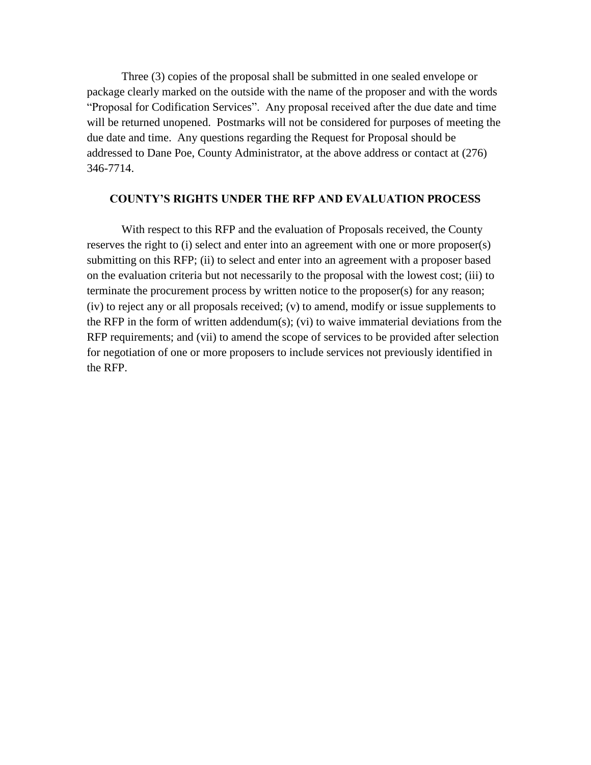Three (3) copies of the proposal shall be submitted in one sealed envelope or package clearly marked on the outside with the name of the proposer and with the words "Proposal for Codification Services". Any proposal received after the due date and time will be returned unopened. Postmarks will not be considered for purposes of meeting the due date and time. Any questions regarding the Request for Proposal should be addressed to Dane Poe, County Administrator, at the above address or contact at (276) 346-7714.

## COUNTY'S RIGHTS UNDER THE RFP AND EVALUATION PROCESS

With respect to this RFP and the evaluation of Proposals received, the County reserves the right to (i) select and enter into an agreement with one or more proposer(s) submitting on this RFP; (ii) to select and enter into an agreement with a proposer based on the evaluation criteria but not necessarily to the proposal with the lowest cost; (iii) to terminate the procurement process by written notice to the proposer(s) for any reason; (iv) to reject any or all proposals received; (v) to amend, modify or issue supplements to the RFP in the form of written addendum(s); (vi) to waive immaterial deviations from the RFP requirements; and (vii) to amend the scope of services to be provided after selection for negotiation of one or more proposers to include services not previously identified in the RFP.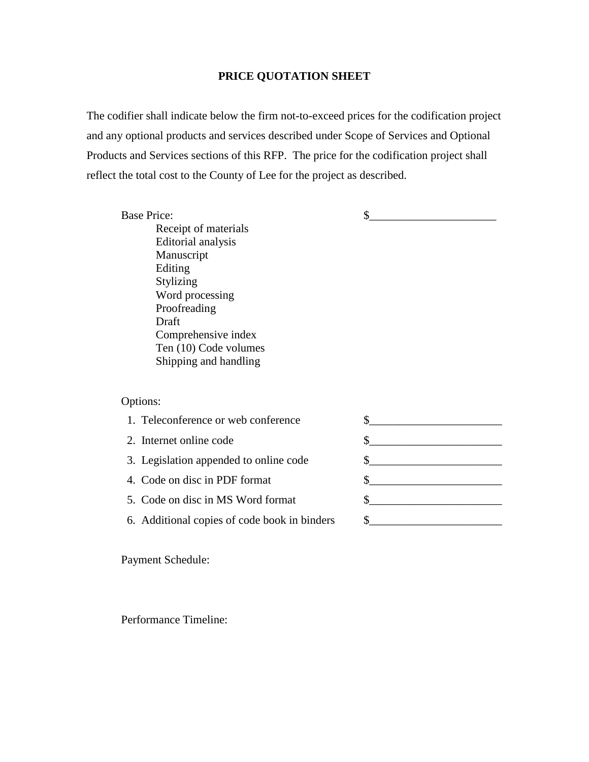# PRICE QUOTATION SHEET

The codifier shall indicate below the firm not-to-exceed prices for the codification project and any optional products and services described under Scope of Services and Optional Products and Services sections of this RFP. The price for the codification project shall reflect the total cost to the County of Lee for the project as described.

Base Price: $______________________

- Receipt of materials
- Editorial analysis
- Manuscript
- Editing
- Stylizing
- Word processing
- Proofreading
- Draft
- Comprehensive index
- Ten (10) Code volumes
- Shipping and handling

Options:

1. Teleconference or web conference $_______________________
2. Internet online code $_______________________
3. Legislation appended to online code $_______________________
4. Code on disc in PDF format $_______________________
5. Code on disc in MS Word format $_______________________
6. Additional copies of code book in binders $_______________________

Payment Schedule:

Performance Timeline: